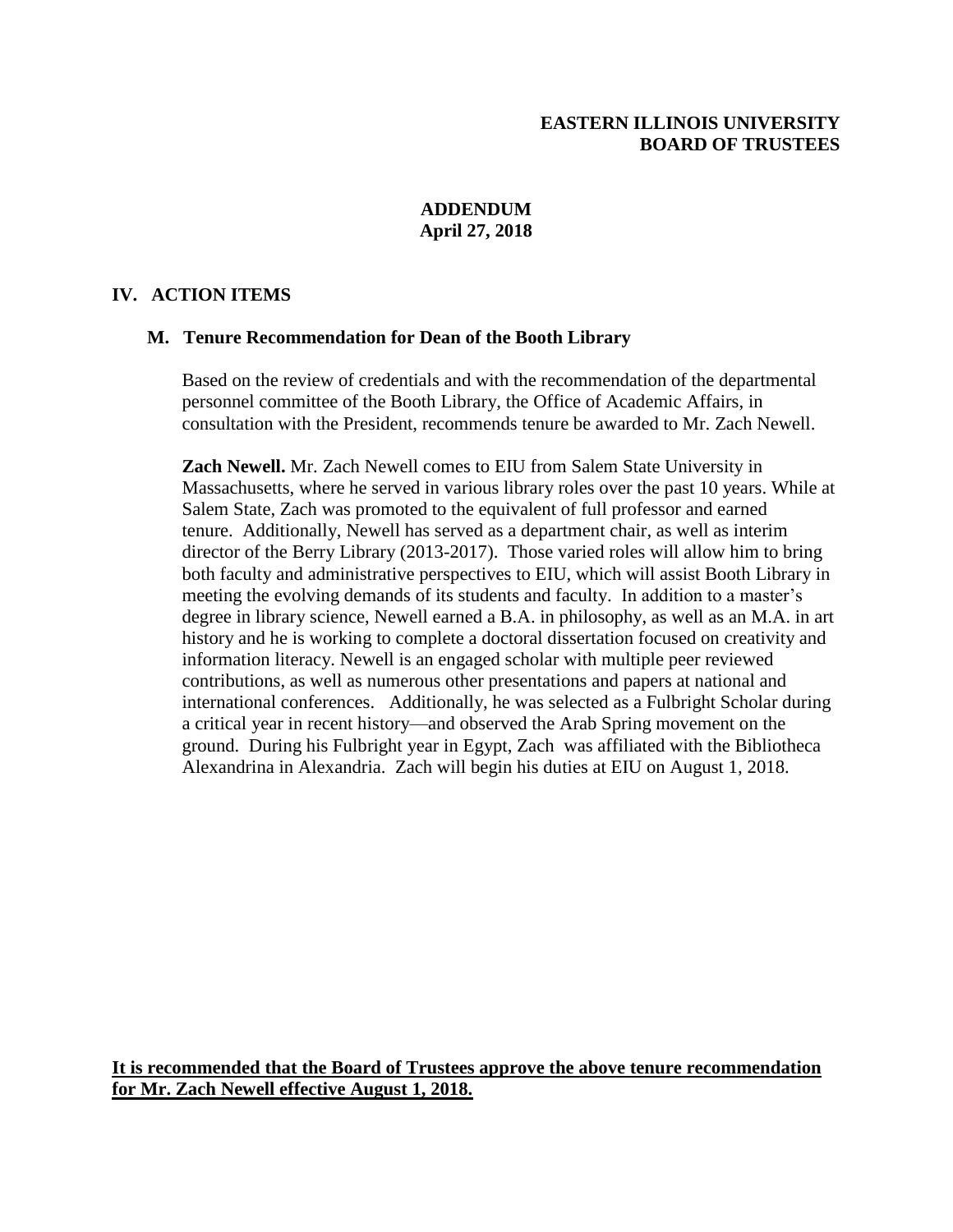**EASTERN ILLINOIS UNIVERSITY**
**BOARD OF TRUSTEES**

**ADDENDUM**
**April 27, 2018**

## IV. ACTION ITEMS

### M. Tenure Recommendation for Dean of the Booth Library

Based on the review of credentials and with the recommendation of the departmental personnel committee of the Booth Library, the Office of Academic Affairs, in consultation with the President, recommends tenure be awarded to Mr. Zach Newell.

**Zach Newell.** Mr. Zach Newell comes to EIU from Salem State University in Massachusetts, where he served in various library roles over the past 10 years. While at Salem State, Zach was promoted to the equivalent of full professor and earned tenure. Additionally, Newell has served as a department chair, as well as interim director of the Berry Library (2013-2017). Those varied roles will allow him to bring both faculty and administrative perspectives to EIU, which will assist Booth Library in meeting the evolving demands of its students and faculty. In addition to a master's degree in library science, Newell earned a B.A. in philosophy, as well as an M.A. in art history and he is working to complete a doctoral dissertation focused on creativity and information literacy. Newell is an engaged scholar with multiple peer reviewed contributions, as well as numerous other presentations and papers at national and international conferences. Additionally, he was selected as a Fulbright Scholar during a critical year in recent history—and observed the Arab Spring movement on the ground. During his Fulbright year in Egypt, Zach was affiliated with the Bibliotheca Alexandrina in Alexandria. Zach will begin his duties at EIU on August 1, 2018.

**It is recommended that the Board of Trustees approve the above tenure recommendation for Mr. Zach Newell effective August 1, 2018.**